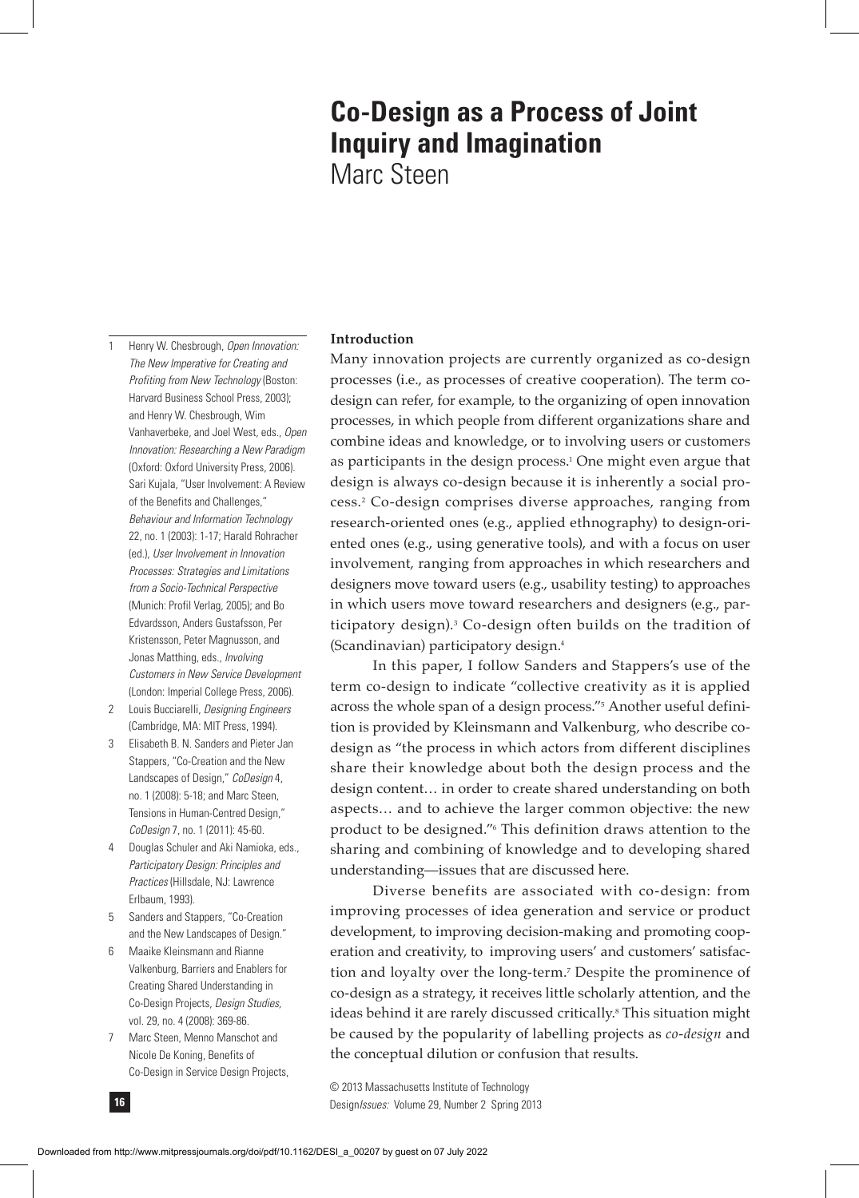# Co-Design as a Process of Joint Inquiry and Imagination

Marc Steen

## Introduction

Many innovation projects are currently organized as co-design processes (i.e., as processes of creative cooperation). The term co-design can refer, for example, to the organizing of open innovation processes, in which people from different organizations share and combine ideas and knowledge, or to involving users or customers as participants in the design process.[1] One might even argue that design is always co-design because it is inherently a social process.[2] Co-design comprises diverse approaches, ranging from research-oriented ones (e.g., applied ethnography) to design-oriented ones (e.g., using generative tools), and with a focus on user involvement, ranging from approaches in which researchers and designers move toward users (e.g., usability testing) to approaches in which users move toward researchers and designers (e.g., participatory design).[3] Co-design often builds on the tradition of (Scandinavian) participatory design.[4]

In this paper, I follow Sanders and Stappers's use of the term co-design to indicate "collective creativity as it is applied across the whole span of a design process."[5] Another useful definition is provided by Kleinsmann and Valkenburg, who describe co-design as "the process in which actors from different disciplines share their knowledge about both the design process and the design content… in order to create shared understanding on both aspects… and to achieve the larger common objective: the new product to be designed."[6] This definition draws attention to the sharing and combining of knowledge and to developing shared understanding—issues that are discussed here.

Diverse benefits are associated with co-design: from improving processes of idea generation and service or product development, to improving decision-making and promoting cooperation and creativity, to improving users' and customers' satisfaction and loyalty over the long-term.[7] Despite the prominence of co-design as a strategy, it receives little scholarly attention, and the ideas behind it are rarely discussed critically.[8] This situation might be caused by the popularity of labelling projects as *co-design* and the conceptual dilution or confusion that results.

1 Henry W. Chesbrough, *Open Innovation: The New Imperative for Creating and Profiting from New Technology* (Boston: Harvard Business School Press, 2003); and Henry W. Chesbrough, Wim Vanhaverbeke, and Joel West, eds., *Open Innovation: Researching a New Paradigm* (Oxford: Oxford University Press, 2006). Sari Kujala, "User Involvement: A Review of the Benefits and Challenges," *Behaviour and Information Technology* 22, no. 1 (2003): 1-17; Harald Rohracher (ed.), *User Involvement in Innovation Processes: Strategies and Limitations from a Socio-Technical Perspective* (Munich: Profil Verlag, 2005); and Bo Edvardsson, Anders Gustafsson, Per Kristensson, Peter Magnusson, and Jonas Matthing, eds., *Involving Customers in New Service Development* (London: Imperial College Press, 2006).

2 Louis Bucciarelli, *Designing Engineers* (Cambridge, MA: MIT Press, 1994).

3 Elisabeth B. N. Sanders and Pieter Jan Stappers, "Co-Creation and the New Landscapes of Design," *CoDesign* 4, no. 1 (2008): 5-18; and Marc Steen, Tensions in Human-Centred Design," *CoDesign* 7, no. 1 (2011): 45-60.

4 Douglas Schuler and Aki Namioka, eds., *Participatory Design: Principles and Practices* (Hillsdale, NJ: Lawrence Erlbaum, 1993).

5 Sanders and Stappers, "Co-Creation and the New Landscapes of Design."

6 Maaike Kleinsmann and Rianne Valkenburg, Barriers and Enablers for Creating Shared Understanding in Co-Design Projects, *Design Studies*, vol. 29, no. 4 (2008): 369-86.

7 Marc Steen, Menno Manschot and Nicole De Koning, Benefits of Co-Design in Service Design Projects,

© 2013 Massachusetts Institute of Technology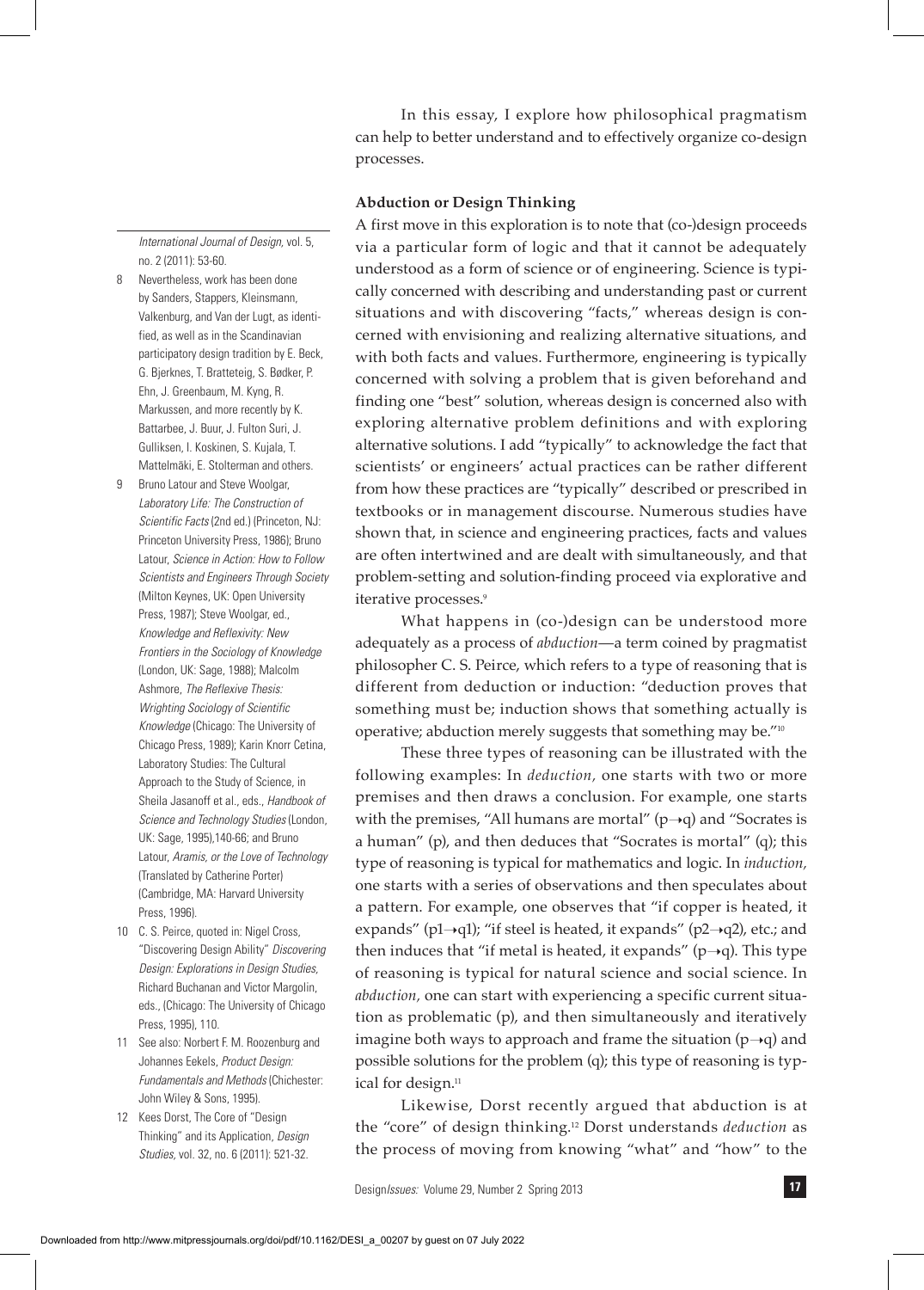In this essay, I explore how philosophical pragmatism can help to better understand and to effectively organize co-design processes.

### Abduction or Design Thinking

A first move in this exploration is to note that (co-)design proceeds via a particular form of logic and that it cannot be adequately understood as a form of science or of engineering. Science is typically concerned with describing and understanding past or current situations and with discovering "facts," whereas design is concerned with envisioning and realizing alternative situations, and with both facts and values. Furthermore, engineering is typically concerned with solving a problem that is given beforehand and finding one "best" solution, whereas design is concerned also with exploring alternative problem definitions and with exploring alternative solutions. I add "typically" to acknowledge the fact that scientists' or engineers' actual practices can be rather different from how these practices are "typically" described or prescribed in textbooks or in management discourse. Numerous studies have shown that, in science and engineering practices, facts and values are often intertwined and are dealt with simultaneously, and that problem-setting and solution-finding proceed via explorative and iterative processes.[9]

What happens in (co-)design can be understood more adequately as a process of *abduction*—a term coined by pragmatist philosopher C. S. Peirce, which refers to a type of reasoning that is different from deduction or induction: "deduction proves that something must be; induction shows that something actually is operative; abduction merely suggests that something may be."[10]

These three types of reasoning can be illustrated with the following examples: In *deduction*, one starts with two or more premises and then draws a conclusion. For example, one starts with the premises, "All humans are mortal" ($p \rightarrow q$) and "Socrates is a human" (p), and then deduces that "Socrates is mortal" (q); this type of reasoning is typical for mathematics and logic. In *induction*, one starts with a series of observations and then speculates about a pattern. For example, one observes that "if copper is heated, it expands" ($p1 \rightarrow q1$); "if steel is heated, it expands" ($p2 \rightarrow q2$), etc.; and then induces that "if metal is heated, it expands" ($p \rightarrow q$). This type of reasoning is typical for natural science and social science. In *abduction*, one can start with experiencing a specific current situation as problematic (p), and then simultaneously and iteratively imagine both ways to approach and frame the situation ($p \rightarrow q$) and possible solutions for the problem (q); this type of reasoning is typical for design.[11]

Likewise, Dorst recently argued that abduction is at the "core" of design thinking.[12] Dorst understands *deduction* as the process of moving from knowing "what" and "how" to the

---

*International Journal of Design,* vol. 5, no. 2 (2011): 53-60.

8 Nevertheless, work has been done by Sanders, Stappers, Kleinsmann, Valkenburg, and Van der Lugt, as identified, as well as in the Scandinavian participatory design tradition by E. Beck, G. Bjerknes, T. Bratteteig, S. Bødker, P. Ehn, J. Greenbaum, M. Kyng, R. Markussen, and more recently by K. Battarbee, J. Buur, J. Fulton Suri, J. Gulliksen, I. Koskinen, S. Kujala, T. Mattelmäki, E. Stolterman and others.

9 Bruno Latour and Steve Woolgar, *Laboratory Life: The Construction of Scientific Facts* (2nd ed.) (Princeton, NJ: Princeton University Press, 1986); Bruno Latour, *Science in Action: How to Follow Scientists and Engineers Through Society* (Milton Keynes, UK: Open University Press, 1987); Steve Woolgar, ed., *Knowledge and Reflexivity: New Frontiers in the Sociology of Knowledge* (London, UK: Sage, 1988); Malcolm Ashmore, *The Reflexive Thesis: Wrighting Sociology of Scientific Knowledge* (Chicago: The University of Chicago Press, 1989); Karin Knorr Cetina, Laboratory Studies: The Cultural Approach to the Study of Science, in Sheila Jasanoff et al., eds., *Handbook of Science and Technology Studies* (London, UK: Sage, 1995),140-66; and Bruno Latour, *Aramis, or the Love of Technology* (Translated by Catherine Porter) (Cambridge, MA: Harvard University Press, 1996).

10 C. S. Peirce, quoted in: Nigel Cross, "Discovering Design Ability" *Discovering Design: Explorations in Design Studies,* Richard Buchanan and Victor Margolin, eds., (Chicago: The University of Chicago Press, 1995), 110.

11 See also: Norbert F. M. Roozenburg and Johannes Eekels, *Product Design: Fundamentals and Methods* (Chichester: John Wiley & Sons, 1995).

12 Kees Dorst, The Core of "Design Thinking" and its Application, *Design Studies,* vol. 32, no. 6 (2011): 521-32.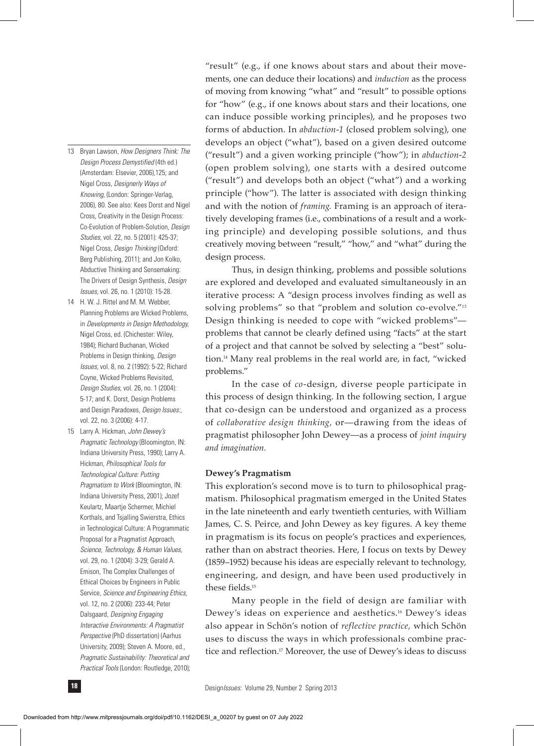"result" (e.g., if one knows about stars and about their movements, one can deduce their locations) and *induction* as the process of moving from knowing "what" and "result" to possible options for "how" (e.g., if one knows about stars and their locations, one can induce possible working principles), and he proposes two forms of abduction. In *abduction-1* (closed problem solving), one develops an object ("what"), based on a given desired outcome ("result") and a given working principle ("how"); in *abduction-2* (open problem solving), one starts with a desired outcome ("result") and develops both an object ("what") and a working principle ("how"). The latter is associated with design thinking and with the notion of *framing.* Framing is an approach of iteratively developing frames (i.e., combinations of a result and a working principle) and developing possible solutions, and thus creatively moving between "result," "how," and "what" during the design process.

Thus, in design thinking, problems and possible solutions are explored and developed and evaluated simultaneously in an iterative process: A "design process involves finding as well as solving problems" so that "problem and solution co-evolve."[13] Design thinking is needed to cope with "wicked problems"—problems that cannot be clearly defined using "facts" at the start of a project and that cannot be solved by selecting a "best" solution.[14] Many real problems in the real world are, in fact, "wicked problems."

In the case of *co*-design, diverse people participate in this process of design thinking. In the following section, I argue that co-design can be understood and organized as a process of *collaborative design thinking,* or—drawing from the ideas of pragmatist philosopher John Dewey—as a process of *joint inquiry and imagination.*

### Dewey's Pragmatism

This exploration's second move is to turn to philosophical pragmatism. Philosophical pragmatism emerged in the United States in the late nineteenth and early twentieth centuries, with William James, C. S. Peirce, and John Dewey as key figures. A key theme in pragmatism is its focus on people's practices and experiences, rather than on abstract theories. Here, I focus on texts by Dewey (1859–1952) because his ideas are especially relevant to technology, engineering, and design, and have been used productively in these fields.[15]

Many people in the field of design are familiar with Dewey's ideas on experience and aesthetics.[16] Dewey's ideas also appear in Schön's notion of *reflective practice,* which Schön uses to discuss the ways in which professionals combine practice and reflection.[17] Moreover, the use of Dewey's ideas to discuss

---

13 Bryan Lawson, *How Designers Think: The Design Process Demystified* (4th ed.) (Amsterdam: Elsevier, 2006),125; and Nigel Cross, *Designerly Ways of Knowing*, (London: Springer-Verlag, 2006), 80. See also: Kees Dorst and Nigel Cross, Creativity in the Design Process: Co-Evolution of Problem-Solution, *Design Studies*, vol. 22, no. 5 (2001): 425-37; Nigel Cross, *Design Thinking* (Oxford: Berg Publishing, 2011); and Jon Kolko, Abductive Thinking and Sensemaking: The Drivers of Design Synthesis, *Design Issues*, vol. 26, no. 1 (2010): 15-28.

14 H. W. J. Rittel and M. M. Webber, Planning Problems are Wicked Problems, in *Developments in Design Methodology*, Nigel Cross, ed. (Chichester: Wiley, 1984); Richard Buchanan, Wicked Problems in Design thinking, *Design Issues*, vol. 8, no. 2 (1992): 5-22; Richard Coyne, Wicked Problems Revisited, *Design Studies*, vol. 26, no. 1 (2004): 5-17; and K. Dorst, Design Problems and Design Paradoxes, *Design Issues:*, vol. 22, no. 3 (2006): 4-17.

15 Larry A. Hickman, *John Dewey's Pragmatic Technology* (Bloomington, IN: Indiana University Press, 1990); Larry A. Hickman, *Philosophical Tools for Technological Culture: Putting Pragmatism to Work* (Bloomington, IN: Indiana University Press, 2001); Jozef Keulartz, Maartje Schermer, Michiel Korthals, and Tsjalling Swierstra, Ethics in Technological Culture: A Programmatic Proposal for a Pragmatist Approach, *Science, Technology, & Human Values*, vol. 29, no. 1 (2004): 3-29; Gerald A. Emison, The Complex Challenges of Ethical Choices by Engineers in Public Service, *Science and Engineering Ethics*, vol. 12, no. 2 (2006): 233-44; Peter Dalsgaard, *Designing Engaging Interactive Environments: A Pragmatist Perspective* (PhD dissertation) (Aarhus University, 2009); Steven A. Moore, ed., *Pragmatic Sustainability: Theoretical and Practical Tools* (London: Routledge, 2010);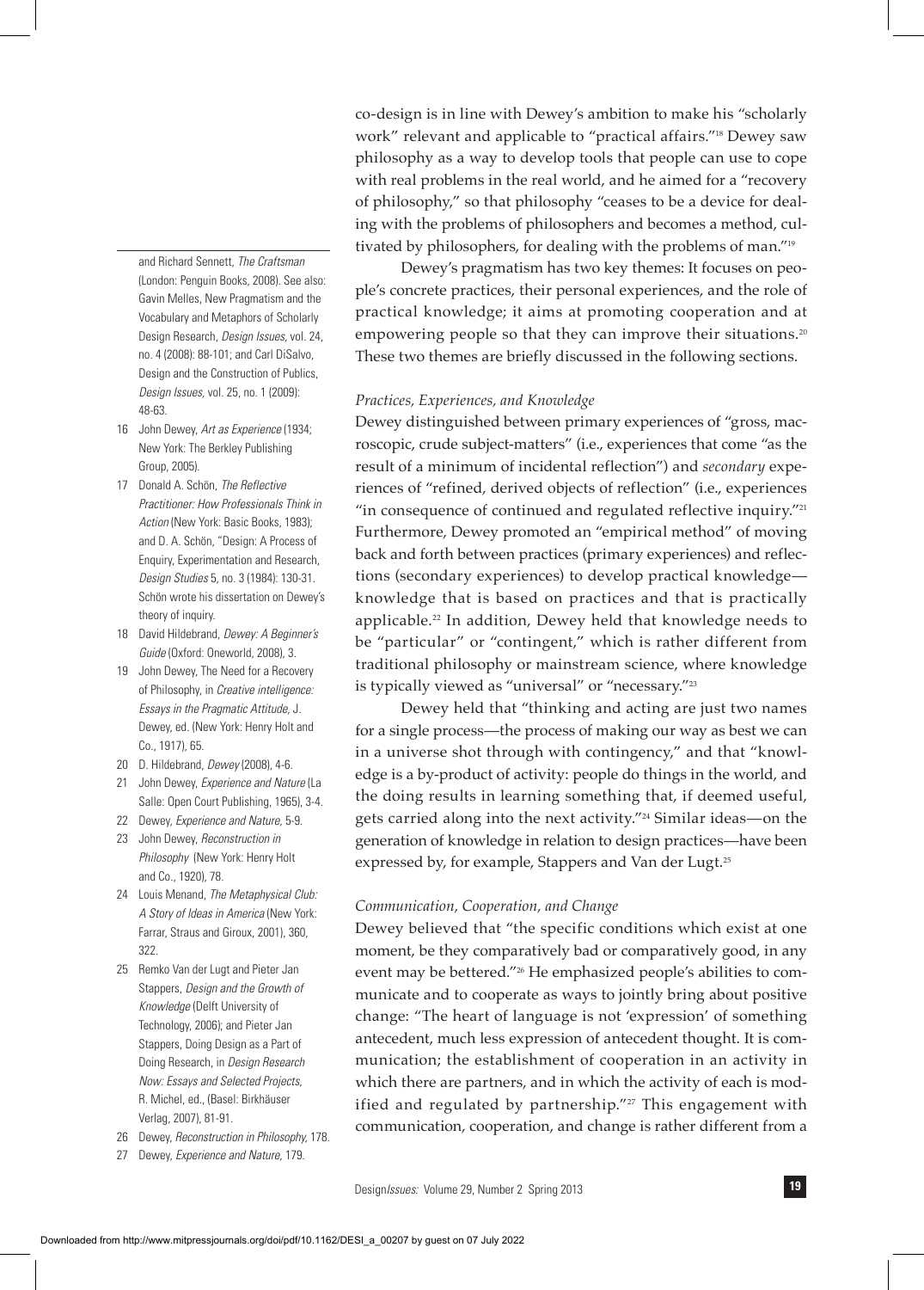co-design is in line with Dewey's ambition to make his "scholarly work" relevant and applicable to "practical affairs."[18] Dewey saw philosophy as a way to develop tools that people can use to cope with real problems in the real world, and he aimed for a "recovery of philosophy," so that philosophy "ceases to be a device for dealing with the problems of philosophers and becomes a method, cultivated by philosophers, for dealing with the problems of man."[19]

Dewey's pragmatism has two key themes: It focuses on people's concrete practices, their personal experiences, and the role of practical knowledge; it aims at promoting cooperation and at empowering people so that they can improve their situations.[20] These two themes are briefly discussed in the following sections.

### *Practices, Experiences, and Knowledge*

Dewey distinguished between primary experiences of "gross, macroscopic, crude subject-matters" (i.e., experiences that come "as the result of a minimum of incidental reflection") and *secondary* experiences of "refined, derived objects of reflection" (i.e., experiences "in consequence of continued and regulated reflective inquiry."[21] Furthermore, Dewey promoted an "empirical method" of moving back and forth between practices (primary experiences) and reflections (secondary experiences) to develop practical knowledge—knowledge that is based on practices and that is practically applicable.[22] In addition, Dewey held that knowledge needs to be "particular" or "contingent," which is rather different from traditional philosophy or mainstream science, where knowledge is typically viewed as "universal" or "necessary."[23]

Dewey held that "thinking and acting are just two names for a single process—the process of making our way as best we can in a universe shot through with contingency," and that "knowledge is a by-product of activity: people do things in the world, and the doing results in learning something that, if deemed useful, gets carried along into the next activity."[24] Similar ideas—on the generation of knowledge in relation to design practices—have been expressed by, for example, Stappers and Van der Lugt.[25]

### *Communication, Cooperation, and Change*

Dewey believed that "the specific conditions which exist at one moment, be they comparatively bad or comparatively good, in any event may be bettered."[26] He emphasized people's abilities to communicate and to cooperate as ways to jointly bring about positive change: "The heart of language is not 'expression' of something antecedent, much less expression of antecedent thought. It is communication; the establishment of cooperation in an activity in which there are partners, and in which the activity of each is modified and regulated by partnership."[27] This engagement with communication, cooperation, and change is rather different from a

---

and Richard Sennett, *The Craftsman* (London: Penguin Books, 2008). See also: Gavin Melles, New Pragmatism and the Vocabulary and Metaphors of Scholarly Design Research, *Design Issues*, vol. 24, no. 4 (2008): 88-101; and Carl DiSalvo, Design and the Construction of Publics, *Design Issues*, vol. 25, no. 1 (2009): 48-63.

16 John Dewey, *Art as Experience* (1934; New York: The Berkley Publishing Group, 2005).

17 Donald A. Schön, *The Reflective Practitioner: How Professionals Think in Action* (New York: Basic Books, 1983); and D. A. Schön, "Design: A Process of Enquiry, Experimentation and Research, *Design Studies* 5, no. 3 (1984): 130-31. Schön wrote his dissertation on Dewey's theory of inquiry.

18 David Hildebrand, *Dewey: A Beginner's Guide* (Oxford: Oneworld, 2008), 3.

19 John Dewey, The Need for a Recovery of Philosophy, in *Creative intelligence: Essays in the Pragmatic Attitude*, J. Dewey, ed. (New York: Henry Holt and Co., 1917), 65.

20 D. Hildebrand, *Dewey* (2008), 4-6.

21 John Dewey, *Experience and Nature* (La Salle: Open Court Publishing, 1965), 3-4.

22 Dewey, *Experience and Nature*, 5-9.

23 John Dewey, *Reconstruction in Philosophy* (New York: Henry Holt and Co., 1920), 78.

24 Louis Menand, *The Metaphysical Club: A Story of Ideas in America* (New York: Farrar, Straus and Giroux, 2001), 360, 322.

25 Remko Van der Lugt and Pieter Jan Stappers, *Design and the Growth of Knowledge* (Delft University of Technology, 2006); and Pieter Jan Stappers, Doing Design as a Part of Doing Research, in *Design Research Now: Essays and Selected Projects*, R. Michel, ed., (Basel: Birkhäuser Verlag, 2007), 81-91.

26 Dewey, *Reconstruction in Philosophy*, 178.

27 Dewey, *Experience and Nature*, 179.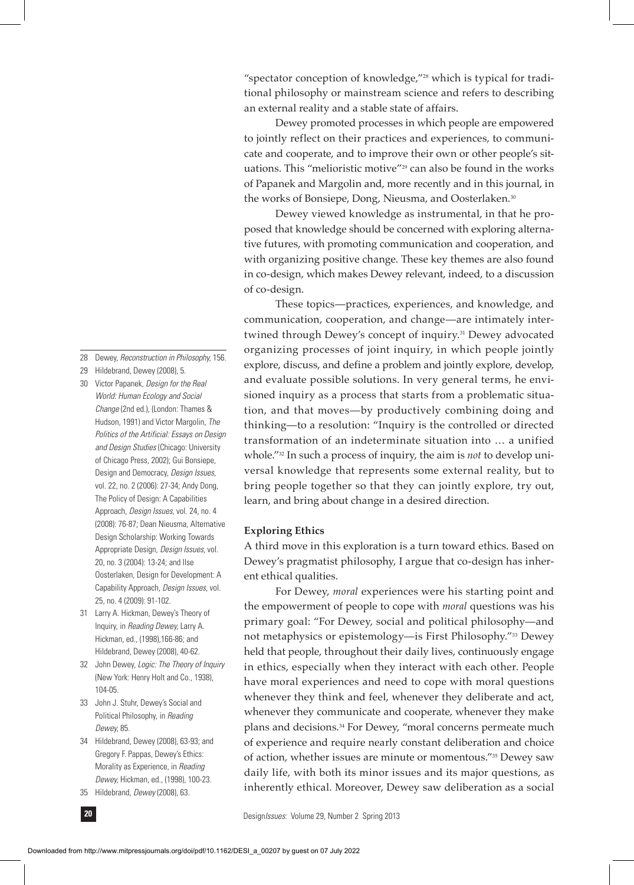"spectator conception of knowledge,"[28] which is typical for traditional philosophy or mainstream science and refers to describing an external reality and a stable state of affairs.

Dewey promoted processes in which people are empowered to jointly reflect on their practices and experiences, to communicate and cooperate, and to improve their own or other people's situations. This "melioristic motive"[29] can also be found in the works of Papanek and Margolin and, more recently and in this journal, in the works of Bonsiepe, Dong, Nieusma, and Oosterlaken.[30]

Dewey viewed knowledge as instrumental, in that he proposed that knowledge should be concerned with exploring alternative futures, with promoting communication and cooperation, and with organizing positive change. These key themes are also found in co-design, which makes Dewey relevant, indeed, to a discussion of co-design.

These topics—practices, experiences, and knowledge, and communication, cooperation, and change—are intimately intertwined through Dewey's concept of inquiry.[31] Dewey advocated organizing processes of joint inquiry, in which people jointly explore, discuss, and define a problem and jointly explore, develop, and evaluate possible solutions. In very general terms, he envisioned inquiry as a process that starts from a problematic situation, and that moves—by productively combining doing and thinking—to a resolution: "Inquiry is the controlled or directed transformation of an indeterminate situation into … a unified whole."[32] In such a process of inquiry, the aim is *not* to develop universal knowledge that represents some external reality, but to bring people together so that they can jointly explore, try out, learn, and bring about change in a desired direction.

### Exploring Ethics

A third move in this exploration is a turn toward ethics. Based on Dewey's pragmatist philosophy, I argue that co-design has inherent ethical qualities.

For Dewey, *moral* experiences were his starting point and the empowerment of people to cope with *moral* questions was his primary goal: "For Dewey, social and political philosophy—and not metaphysics or epistemology—is First Philosophy."[33] Dewey held that people, throughout their daily lives, continuously engage in ethics, especially when they interact with each other. People have moral experiences and need to cope with moral questions whenever they think and feel, whenever they deliberate and act, whenever they communicate and cooperate, whenever they make plans and decisions.[34] For Dewey, "moral concerns permeate much of experience and require nearly constant deliberation and choice of action, whether issues are minute or momentous."[35] Dewey saw daily life, with both its minor issues and its major questions, as inherently ethical. Moreover, Dewey saw deliberation as a social

---

28 Dewey, *Reconstruction in Philosophy*, 156.

29 Hildebrand, Dewey (2008), 5.

30 Victor Papanek, *Design for the Real World: Human Ecology and Social Change* (2nd ed.), (London: Thames & Hudson, 1991) and Victor Margolin, *The Politics of the Artificial: Essays on Design and Design Studies* (Chicago: University of Chicago Press, 2002); Gui Bonsiepe, Design and Democracy, *Design Issues*, vol. 22, no. 2 (2006): 27-34; Andy Dong, The Policy of Design: A Capabilities Approach, *Design Issues*, vol. 24, no. 4 (2008): 76-87; Dean Nieusma, Alternative Design Scholarship: Working Towards Appropriate Design, *Design Issues*, vol. 20, no. 3 (2004): 13-24; and Ilse Oosterlaken, Design for Development: A Capability Approach, *Design Issues*, vol. 25, no. 4 (2009): 91-102.

31 Larry A. Hickman, Dewey's Theory of Inquiry, in *Reading Dewey*, Larry A. Hickman, ed., (1998),166-86; and Hildebrand, Dewey (2008), 40-62.

32 John Dewey, *Logic: The Theory of Inquiry* (New York: Henry Holt and Co., 1938), 104-05.

33 John J. Stuhr, Dewey's Social and Political Philosophy, in *Reading Dewey*, 85.

34 Hildebrand, Dewey (2008), 63-93; and Gregory F. Pappas, Dewey's Ethics: Morality as Experience, in *Reading Dewey*, Hickman, ed., (1998), 100-23.

35 Hildebrand, *Dewey* (2008), 63.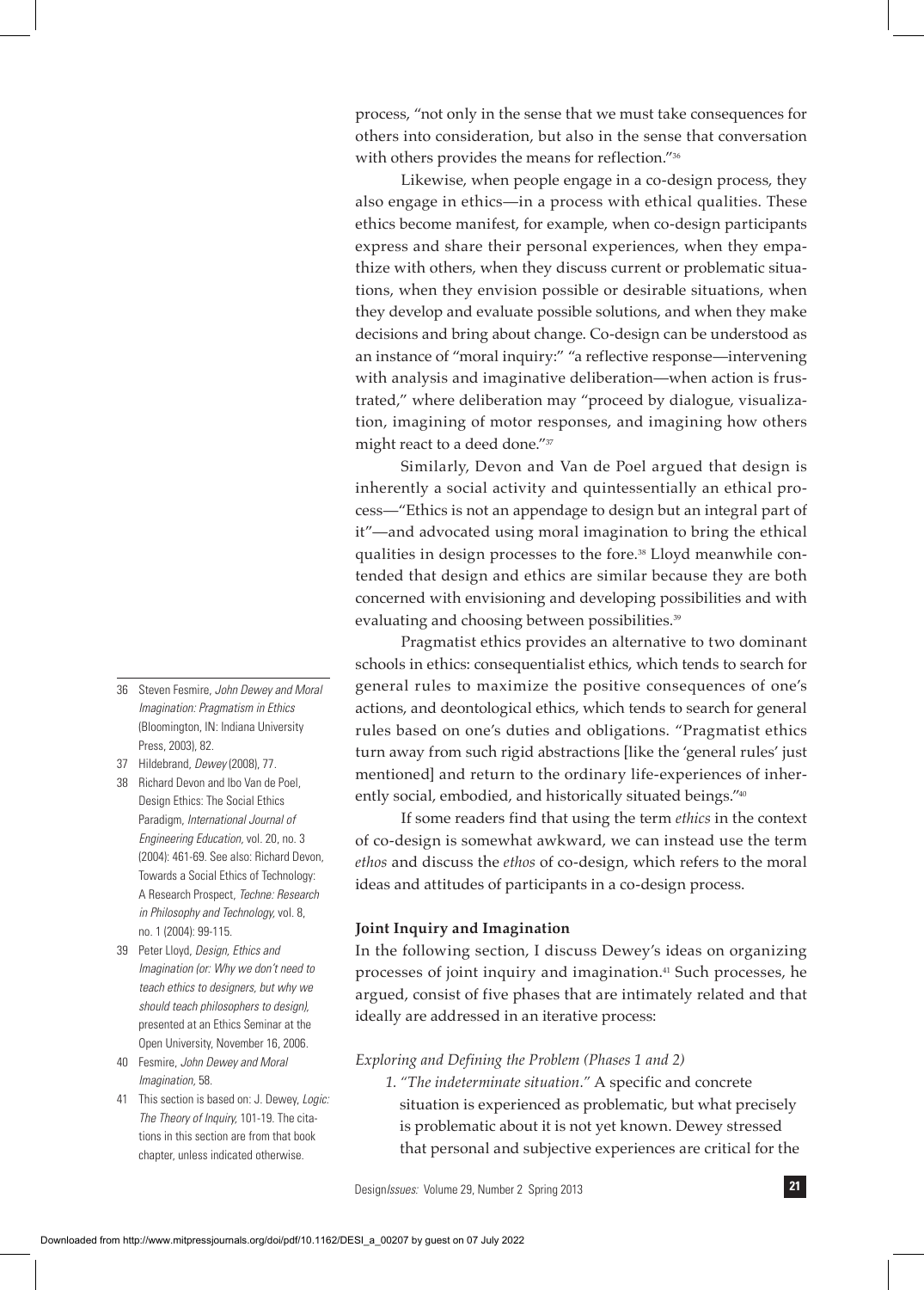process, "not only in the sense that we must take consequences for others into consideration, but also in the sense that conversation with others provides the means for reflection."[36]

Likewise, when people engage in a co-design process, they also engage in ethics—in a process with ethical qualities. These ethics become manifest, for example, when co-design participants express and share their personal experiences, when they empathize with others, when they discuss current or problematic situations, when they envision possible or desirable situations, when they develop and evaluate possible solutions, and when they make decisions and bring about change. Co-design can be understood as an instance of "moral inquiry:" "a reflective response—intervening with analysis and imaginative deliberation—when action is frustrated," where deliberation may "proceed by dialogue, visualization, imagining of motor responses, and imagining how others might react to a deed done."[37]

Similarly, Devon and Van de Poel argued that design is inherently a social activity and quintessentially an ethical process—"Ethics is not an appendage to design but an integral part of it"—and advocated using moral imagination to bring the ethical qualities in design processes to the fore.[38] Lloyd meanwhile contended that design and ethics are similar because they are both concerned with envisioning and developing possibilities and with evaluating and choosing between possibilities.[39]

Pragmatist ethics provides an alternative to two dominant schools in ethics: consequentialist ethics, which tends to search for general rules to maximize the positive consequences of one's actions, and deontological ethics, which tends to search for general rules based on one's duties and obligations. "Pragmatist ethics turn away from such rigid abstractions [like the 'general rules' just mentioned] and return to the ordinary life-experiences of inherently social, embodied, and historically situated beings."[40]

If some readers find that using the term *ethics* in the context of co-design is somewhat awkward, we can instead use the term *ethos* and discuss the *ethos* of co-design, which refers to the moral ideas and attitudes of participants in a co-design process.

**Joint Inquiry and Imagination**

In the following section, I discuss Dewey's ideas on organizing processes of joint inquiry and imagination.[41] Such processes, he argued, consist of five phases that are intimately related and that ideally are addressed in an iterative process:

*Exploring and Defining the Problem (Phases 1 and 2)*

1. *"The indeterminate situation."* A specific and concrete situation is experienced as problematic, but what precisely is problematic about it is not yet known. Dewey stressed that personal and subjective experiences are critical for the

---

36 Steven Fesmire, *John Dewey and Moral Imagination: Pragmatism in Ethics* (Bloomington, IN: Indiana University Press, 2003), 82.

37 Hildebrand, *Dewey* (2008), 77.

38 Richard Devon and Ibo Van de Poel, Design Ethics: The Social Ethics Paradigm, *International Journal of Engineering Education*, vol. 20, no. 3 (2004): 461-69. See also: Richard Devon, Towards a Social Ethics of Technology: A Research Prospect, *Techne: Research in Philosophy and Technology*, vol. 8, no. 1 (2004): 99-115.

39 Peter Lloyd, *Design, Ethics and Imagination (or: Why we don't need to teach ethics to designers, but why we should teach philosophers to design)*, presented at an Ethics Seminar at the Open University, November 16, 2006.

40 Fesmire, *John Dewey and Moral Imagination*, 58.

41 This section is based on: J. Dewey, *Logic: The Theory of Inquiry*, 101-19. The citations in this section are from that book chapter, unless indicated otherwise.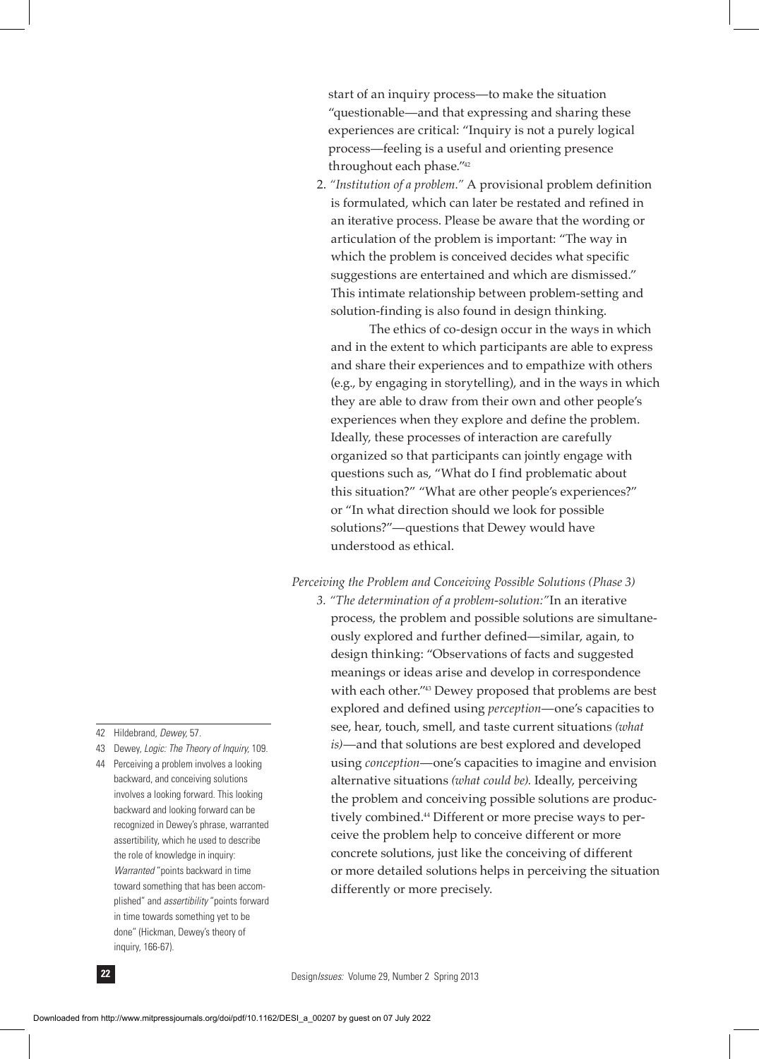start of an inquiry process—to make the situation "questionable—and that expressing and sharing these experiences are critical: "Inquiry is not a purely logical process—feeling is a useful and orienting presence throughout each phase."[42]

2. *"Institution of a problem."* A provisional problem definition is formulated, which can later be restated and refined in an iterative process. Please be aware that the wording or articulation of the problem is important: "The way in which the problem is conceived decides what specific suggestions are entertained and which are dismissed." This intimate relationship between problem-setting and solution-finding is also found in design thinking.

   The ethics of co-design occur in the ways in which and in the extent to which participants are able to express and share their experiences and to empathize with others (e.g., by engaging in storytelling), and in the ways in which they are able to draw from their own and other people's experiences when they explore and define the problem. Ideally, these processes of interaction are carefully organized so that participants can jointly engage with questions such as, "What do I find problematic about this situation?" "What are other people's experiences?" or "In what direction should we look for possible solutions?"—questions that Dewey would have understood as ethical.

*Perceiving the Problem and Conceiving Possible Solutions (Phase 3)*

3. *"The determination of a problem-solution:"* In an iterative process, the problem and possible solutions are simultaneously explored and further defined—similar, again, to design thinking: "Observations of facts and suggested meanings or ideas arise and develop in correspondence with each other."[43] Dewey proposed that problems are best explored and defined using *perception*—one's capacities to see, hear, touch, smell, and taste current situations *(what is)*—and that solutions are best explored and developed using *conception*—one's capacities to imagine and envision alternative situations *(what could be).* Ideally, perceiving the problem and conceiving possible solutions are productively combined.[44] Different or more precise ways to perceive the problem help to conceive different or more concrete solutions, just like the conceiving of different or more detailed solutions helps in perceiving the situation differently or more precisely.

---

42 Hildebrand, *Dewey*, 57.

43 Dewey, *Logic: The Theory of Inquiry*, 109.

44 Perceiving a problem involves a looking backward, and conceiving solutions involves a looking forward. This looking backward and looking forward can be recognized in Dewey's phrase, warranted assertibility, which he used to describe the role of knowledge in inquiry: *Warranted* "points backward in time toward something that has been accomplished" and *assertibility* "points forward in time towards something yet to be done" (Hickman, Dewey's theory of inquiry, 166-67).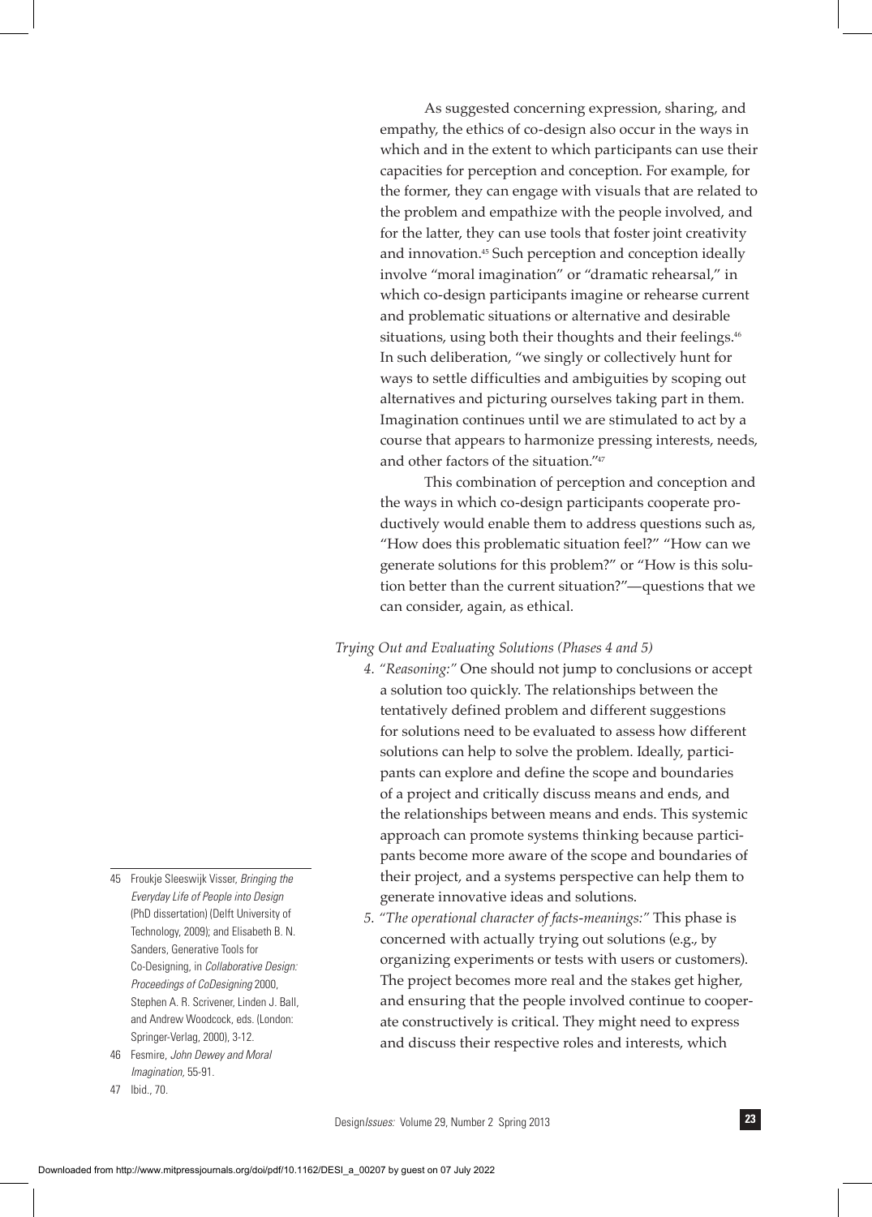As suggested concerning expression, sharing, and empathy, the ethics of co-design also occur in the ways in which and in the extent to which participants can use their capacities for perception and conception. For example, for the former, they can engage with visuals that are related to the problem and empathize with the people involved, and for the latter, they can use tools that foster joint creativity and innovation.[45] Such perception and conception ideally involve "moral imagination" or "dramatic rehearsal," in which co-design participants imagine or rehearse current and problematic situations or alternative and desirable situations, using both their thoughts and their feelings.[46] In such deliberation, "we singly or collectively hunt for ways to settle difficulties and ambiguities by scoping out alternatives and picturing ourselves taking part in them. Imagination continues until we are stimulated to act by a course that appears to harmonize pressing interests, needs, and other factors of the situation."[47]

This combination of perception and conception and the ways in which co-design participants cooperate productively would enable them to address questions such as, "How does this problematic situation feel?" "How can we generate solutions for this problem?" or "How is this solution better than the current situation?"—questions that we can consider, again, as ethical.

*Trying Out and Evaluating Solutions (Phases 4 and 5)*

4. *"Reasoning:"* One should not jump to conclusions or accept a solution too quickly. The relationships between the tentatively defined problem and different suggestions for solutions need to be evaluated to assess how different solutions can help to solve the problem. Ideally, participants can explore and define the scope and boundaries of a project and critically discuss means and ends, and the relationships between means and ends. This systemic approach can promote systems thinking because participants become more aware of the scope and boundaries of their project, and a systems perspective can help them to generate innovative ideas and solutions.
5. *"The operational character of facts-meanings:"* This phase is concerned with actually trying out solutions (e.g., by organizing experiments or tests with users or customers). The project becomes more real and the stakes get higher, and ensuring that the people involved continue to cooperate constructively is critical. They might need to express and discuss their respective roles and interests, which

---

45 Froukje Sleeswijk Visser, *Bringing the Everyday Life of People into Design* (PhD dissertation) (Delft University of Technology, 2009); and Elisabeth B. N. Sanders, Generative Tools for Co-Designing, in *Collaborative Design: Proceedings of CoDesigning* 2000, Stephen A. R. Scrivener, Linden J. Ball, and Andrew Woodcock, eds. (London: Springer-Verlag, 2000), 3-12.

46 Fesmire, *John Dewey and Moral Imagination*, 55-91.

47 Ibid., 70.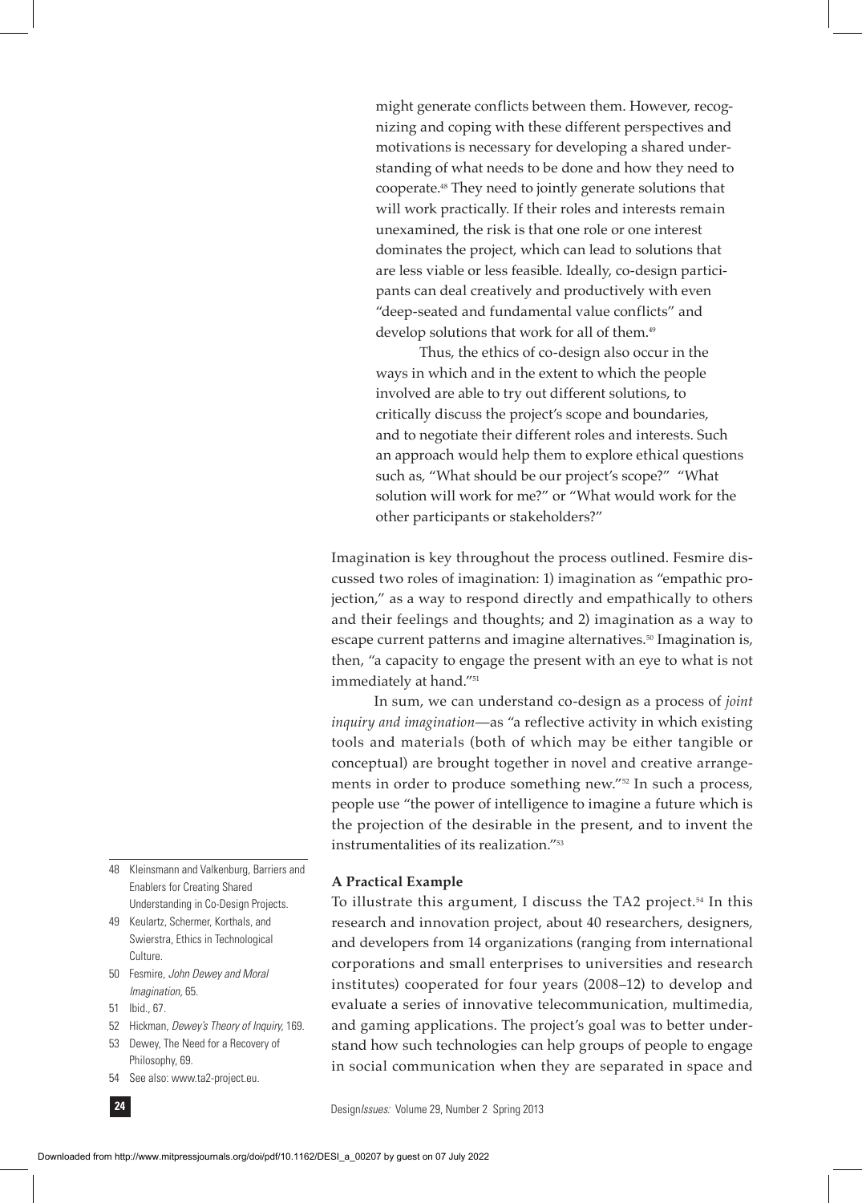might generate conflicts between them. However, recognizing and coping with these different perspectives and motivations is necessary for developing a shared understanding of what needs to be done and how they need to cooperate.[48] They need to jointly generate solutions that will work practically. If their roles and interests remain unexamined, the risk is that one role or one interest dominates the project, which can lead to solutions that are less viable or less feasible. Ideally, co-design participants can deal creatively and productively with even "deep-seated and fundamental value conflicts" and develop solutions that work for all of them.[49]

Thus, the ethics of co-design also occur in the ways in which and in the extent to which the people involved are able to try out different solutions, to critically discuss the project's scope and boundaries, and to negotiate their different roles and interests. Such an approach would help them to explore ethical questions such as, "What should be our project's scope?" "What solution will work for me?" or "What would work for the other participants or stakeholders?"

Imagination is key throughout the process outlined. Fesmire discussed two roles of imagination: 1) imagination as "empathic projection," as a way to respond directly and empathically to others and their feelings and thoughts; and 2) imagination as a way to escape current patterns and imagine alternatives.[50] Imagination is, then, "a capacity to engage the present with an eye to what is not immediately at hand."[51]

In sum, we can understand co-design as a process of *joint inquiry and imagination*—as "a reflective activity in which existing tools and materials (both of which may be either tangible or conceptual) are brought together in novel and creative arrangements in order to produce something new."[52] In such a process, people use "the power of intelligence to imagine a future which is the projection of the desirable in the present, and to invent the instrumentalities of its realization."[53]

### A Practical Example

To illustrate this argument, I discuss the TA2 project.[54] In this research and innovation project, about 40 researchers, designers, and developers from 14 organizations (ranging from international corporations and small enterprises to universities and research institutes) cooperated for four years (2008–12) to develop and evaluate a series of innovative telecommunication, multimedia, and gaming applications. The project's goal was to better understand how such technologies can help groups of people to engage in social communication when they are separated in space and

---

48 Kleinsmann and Valkenburg, Barriers and Enablers for Creating Shared Understanding in Co-Design Projects.

49 Keulartz, Schermer, Korthals, and Swierstra, Ethics in Technological Culture.

50 Fesmire, *John Dewey and Moral Imagination*, 65.

51 Ibid., 67.

52 Hickman, *Dewey's Theory of Inquiry*, 169.

53 Dewey, The Need for a Recovery of Philosophy, 69.

54 See also: www.ta2-project.eu.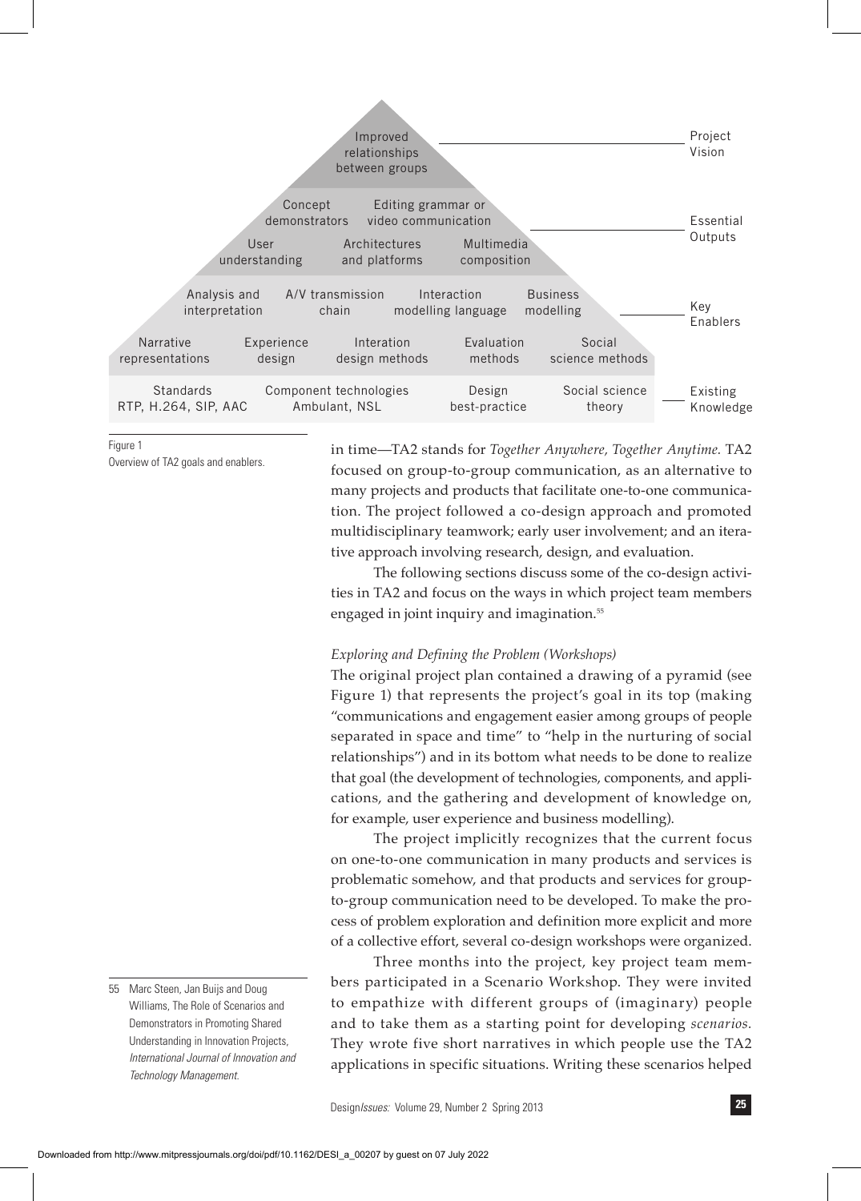| | | | | | |
|---|---|---|---|---|---|
| | | Improved relationships between groups | | | Project Vision |
| | Concept demonstrators | Editing grammar or video communication | | | Essential Outputs |
| | User understanding | Architectures and platforms | Multimedia composition | | |
| Analysis and interpretation | A/V transmission chain | Interaction modelling language | Business modelling | | Key Enablers |
| Narrative representations | Experience design | Interation design methods | Evaluation methods | Social science methods | |
| Standards RTP, H.264, SIP, AAC | Component technologies Ambulant, NSL | | Design best-practice | Social science theory | Existing Knowledge |

Figure 1
Overview of TA2 goals and enablers.

in time—TA2 stands for *Together Anywhere, Together Anytime*. TA2 focused on group-to-group communication, as an alternative to many projects and products that facilitate one-to-one communication. The project followed a co-design approach and promoted multidisciplinary teamwork; early user involvement; and an iterative approach involving research, design, and evaluation.

The following sections discuss some of the co-design activities in TA2 and focus on the ways in which project team members engaged in joint inquiry and imagination.[55]

*Exploring and Defining the Problem (Workshops)*

The original project plan contained a drawing of a pyramid (see Figure 1) that represents the project's goal in its top (making "communications and engagement easier among groups of people separated in space and time" to "help in the nurturing of social relationships") and in its bottom what needs to be done to realize that goal (the development of technologies, components, and applications, and the gathering and development of knowledge on, for example, user experience and business modelling).

The project implicitly recognizes that the current focus on one-to-one communication in many products and services is problematic somehow, and that products and services for group-to-group communication need to be developed. To make the process of problem exploration and definition more explicit and more of a collective effort, several co-design workshops were organized.

Three months into the project, key project team members participated in a Scenario Workshop. They were invited to empathize with different groups of (imaginary) people and to take them as a starting point for developing *scenarios*. They wrote five short narratives in which people use the TA2 applications in specific situations. Writing these scenarios helped

55 Marc Steen, Jan Buijs and Doug Williams, The Role of Scenarios and Demonstrators in Promoting Shared Understanding in Innovation Projects, *International Journal of Innovation and Technology Management*.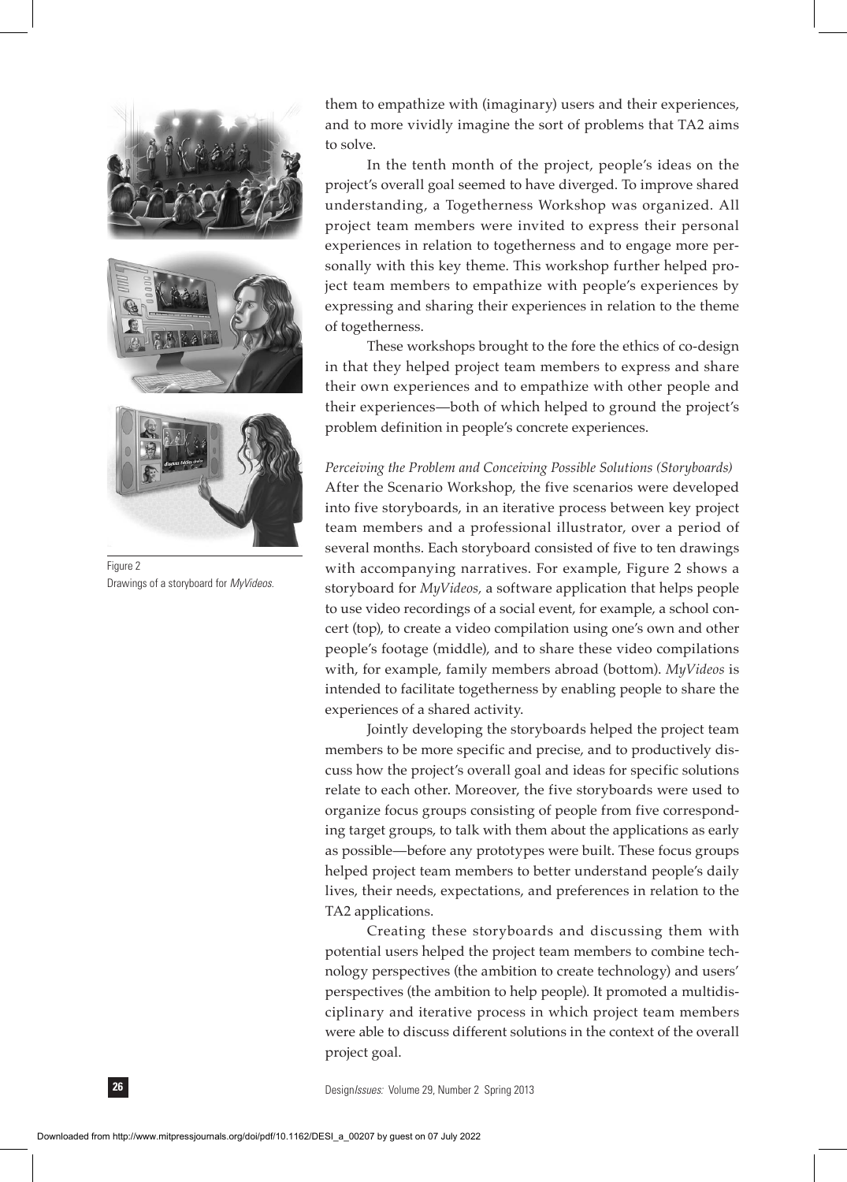them to empathize with (imaginary) users and their experiences, and to more vividly imagine the sort of problems that TA2 aims to solve.

In the tenth month of the project, people's ideas on the project's overall goal seemed to have diverged. To improve shared understanding, a Togetherness Workshop was organized. All project team members were invited to express their personal experiences in relation to togetherness and to engage more personally with this key theme. This workshop further helped project team members to empathize with people's experiences by expressing and sharing their experiences in relation to the theme of togetherness.

These workshops brought to the fore the ethics of co-design in that they helped project team members to express and share their own experiences and to empathize with other people and their experiences—both of which helped to ground the project's problem definition in people's concrete experiences.

*Perceiving the Problem and Conceiving Possible Solutions (Storyboards)*

After the Scenario Workshop, the five scenarios were developed into five storyboards, in an iterative process between key project team members and a professional illustrator, over a period of several months. Each storyboard consisted of five to ten drawings with accompanying narratives. For example, Figure 2 shows a storyboard for *MyVideos,* a software application that helps people to use video recordings of a social event, for example, a school concert (top), to create a video compilation using one's own and other people's footage (middle), and to share these video compilations with, for example, family members abroad (bottom). *MyVideos* is intended to facilitate togetherness by enabling people to share the experiences of a shared activity.

Figure 2
Drawings of a storyboard for *MyVideos.*

Jointly developing the storyboards helped the project team members to be more specific and precise, and to productively discuss how the project's overall goal and ideas for specific solutions relate to each other. Moreover, the five storyboards were used to organize focus groups consisting of people from five corresponding target groups, to talk with them about the applications as early as possible—before any prototypes were built. These focus groups helped project team members to better understand people's daily lives, their needs, expectations, and preferences in relation to the TA2 applications.

Creating these storyboards and discussing them with potential users helped the project team members to combine technology perspectives (the ambition to create technology) and users' perspectives (the ambition to help people). It promoted a multidisciplinary and iterative process in which project team members were able to discuss different solutions in the context of the overall project goal.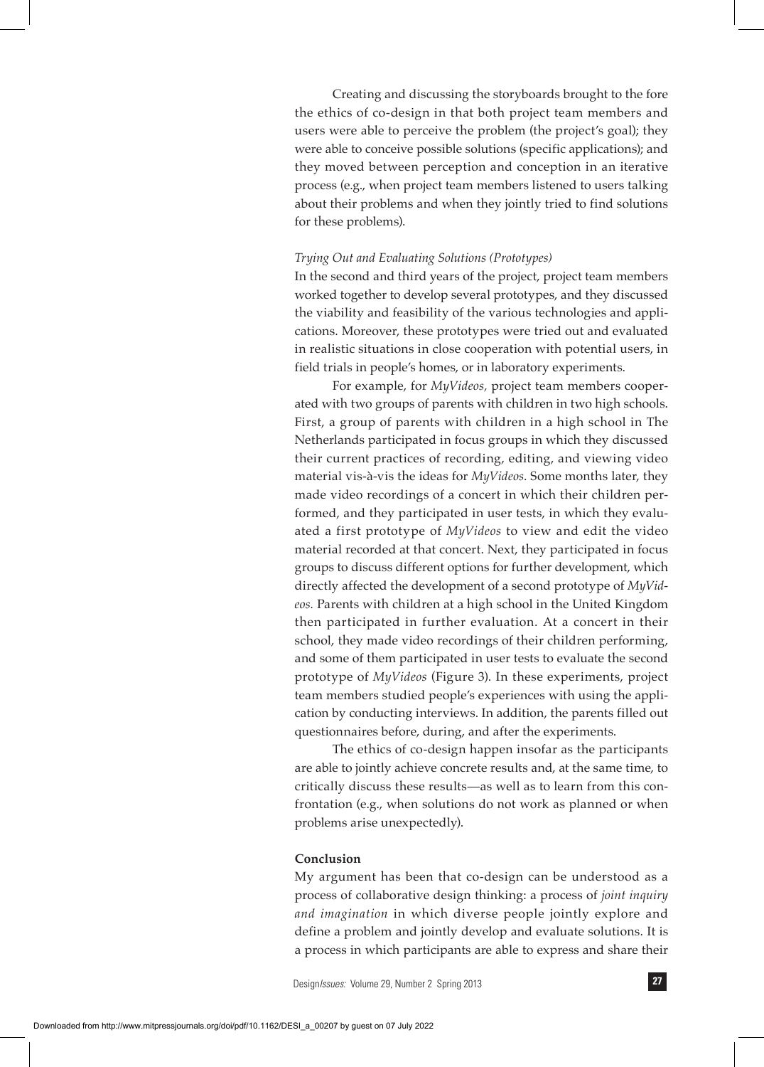Creating and discussing the storyboards brought to the fore the ethics of co-design in that both project team members and users were able to perceive the problem (the project's goal); they were able to conceive possible solutions (specific applications); and they moved between perception and conception in an iterative process (e.g., when project team members listened to users talking about their problems and when they jointly tried to find solutions for these problems).

*Trying Out and Evaluating Solutions (Prototypes)*

In the second and third years of the project, project team members worked together to develop several prototypes, and they discussed the viability and feasibility of the various technologies and applications. Moreover, these prototypes were tried out and evaluated in realistic situations in close cooperation with potential users, in field trials in people's homes, or in laboratory experiments.

For example, for *MyVideos,* project team members cooperated with two groups of parents with children in two high schools. First, a group of parents with children in a high school in The Netherlands participated in focus groups in which they discussed their current practices of recording, editing, and viewing video material vis-à-vis the ideas for *MyVideos*. Some months later, they made video recordings of a concert in which their children performed, and they participated in user tests, in which they evaluated a first prototype of *MyVideos* to view and edit the video material recorded at that concert. Next, they participated in focus groups to discuss different options for further development, which directly affected the development of a second prototype of *MyVideos.* Parents with children at a high school in the United Kingdom then participated in further evaluation. At a concert in their school, they made video recordings of their children performing, and some of them participated in user tests to evaluate the second prototype of *MyVideos* (Figure 3). In these experiments, project team members studied people's experiences with using the application by conducting interviews. In addition, the parents filled out questionnaires before, during, and after the experiments.

The ethics of co-design happen insofar as the participants are able to jointly achieve concrete results and, at the same time, to critically discuss these results—as well as to learn from this confrontation (e.g., when solutions do not work as planned or when problems arise unexpectedly).

**Conclusion**

My argument has been that co-design can be understood as a process of collaborative design thinking: a process of *joint inquiry and imagination* in which diverse people jointly explore and define a problem and jointly develop and evaluate solutions. It is a process in which participants are able to express and share their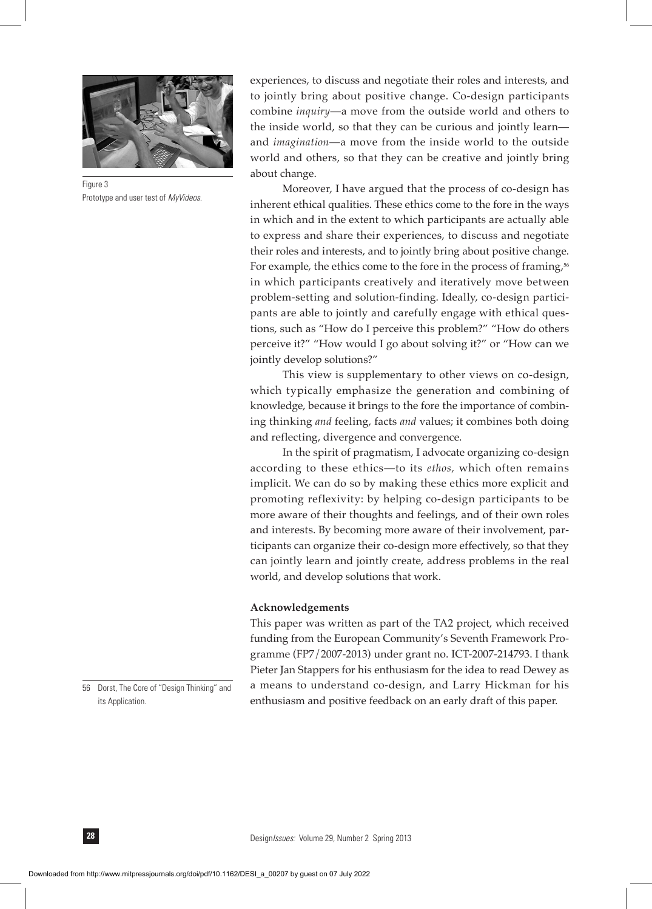Figure 3
Prototype and user test of *MyVideos*.

experiences, to discuss and negotiate their roles and interests, and to jointly bring about positive change. Co-design participants combine *inquiry*—a move from the outside world and others to the inside world, so that they can be curious and jointly learn—and *imagination*—a move from the inside world to the outside world and others, so that they can be creative and jointly bring about change.

Moreover, I have argued that the process of co-design has inherent ethical qualities. These ethics come to the fore in the ways in which and in the extent to which participants are actually able to express and share their experiences, to discuss and negotiate their roles and interests, and to jointly bring about positive change. For example, the ethics come to the fore in the process of framing,[56] in which participants creatively and iteratively move between problem-setting and solution-finding. Ideally, co-design participants are able to jointly and carefully engage with ethical questions, such as "How do I perceive this problem?" "How do others perceive it?" "How would I go about solving it?" or "How can we jointly develop solutions?"

This view is supplementary to other views on co-design, which typically emphasize the generation and combining of knowledge, because it brings to the fore the importance of combining thinking *and* feeling, facts *and* values; it combines both doing and reflecting, divergence and convergence.

In the spirit of pragmatism, I advocate organizing co-design according to these ethics—to its *ethos,* which often remains implicit. We can do so by making these ethics more explicit and promoting reflexivity: by helping co-design participants to be more aware of their thoughts and feelings, and of their own roles and interests. By becoming more aware of their involvement, participants can organize their co-design more effectively, so that they can jointly learn and jointly create, address problems in the real world, and develop solutions that work.

**Acknowledgements**

This paper was written as part of the TA2 project, which received funding from the European Community's Seventh Framework Programme (FP7/2007-2013) under grant no. ICT-2007-214793. I thank Pieter Jan Stappers for his enthusiasm for the idea to read Dewey as a means to understand co-design, and Larry Hickman for his enthusiasm and positive feedback on an early draft of this paper.

56 Dorst, The Core of "Design Thinking" and its Application.